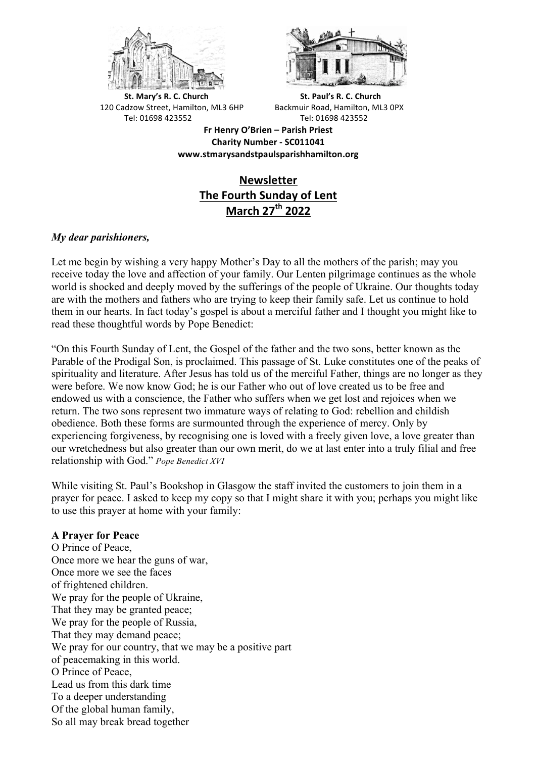**St. Mary's R. C. Church**
120 Cadzow Street, Hamilton, ML3 6HP
Tel: 01698 423552

**St. Paul's R. C. Church**
Backmuir Road, Hamilton, ML3 0PX
Tel: 01698 423552

**Fr Henry O'Brien – Parish Priest**
**Charity Number - SC011041**
**www.stmarysandstpaulsparishhamilton.org**

# Newsletter
# The Fourth Sunday of Lent
# March 27th 2022

***My dear parishioners,***

Let me begin by wishing a very happy Mother's Day to all the mothers of the parish; may you receive today the love and affection of your family. Our Lenten pilgrimage continues as the whole world is shocked and deeply moved by the sufferings of the people of Ukraine. Our thoughts today are with the mothers and fathers who are trying to keep their family safe. Let us continue to hold them in our hearts. In fact today's gospel is about a merciful father and I thought you might like to read these thoughtful words by Pope Benedict:

"On this Fourth Sunday of Lent, the Gospel of the father and the two sons, better known as the Parable of the Prodigal Son, is proclaimed. This passage of St. Luke constitutes one of the peaks of spirituality and literature. After Jesus has told us of the merciful Father, things are no longer as they were before. We now know God; he is our Father who out of love created us to be free and endowed us with a conscience, the Father who suffers when we get lost and rejoices when we return. The two sons represent two immature ways of relating to God: rebellion and childish obedience. Both these forms are surmounted through the experience of mercy. Only by experiencing forgiveness, by recognising one is loved with a freely given love, a love greater than our wretchedness but also greater than our own merit, do we at last enter into a truly filial and free relationship with God." *Pope Benedict XVI*

While visiting St. Paul's Bookshop in Glasgow the staff invited the customers to join them in a prayer for peace. I asked to keep my copy so that I might share it with you; perhaps you might like to use this prayer at home with your family:

**A Prayer for Peace**
O Prince of Peace,
Once more we hear the guns of war,
Once more we see the faces
of frightened children.
We pray for the people of Ukraine,
That they may be granted peace;
We pray for the people of Russia,
That they may demand peace;
We pray for our country, that we may be a positive part
of peacemaking in this world.
O Prince of Peace,
Lead us from this dark time
To a deeper understanding
Of the global human family,
So all may break bread together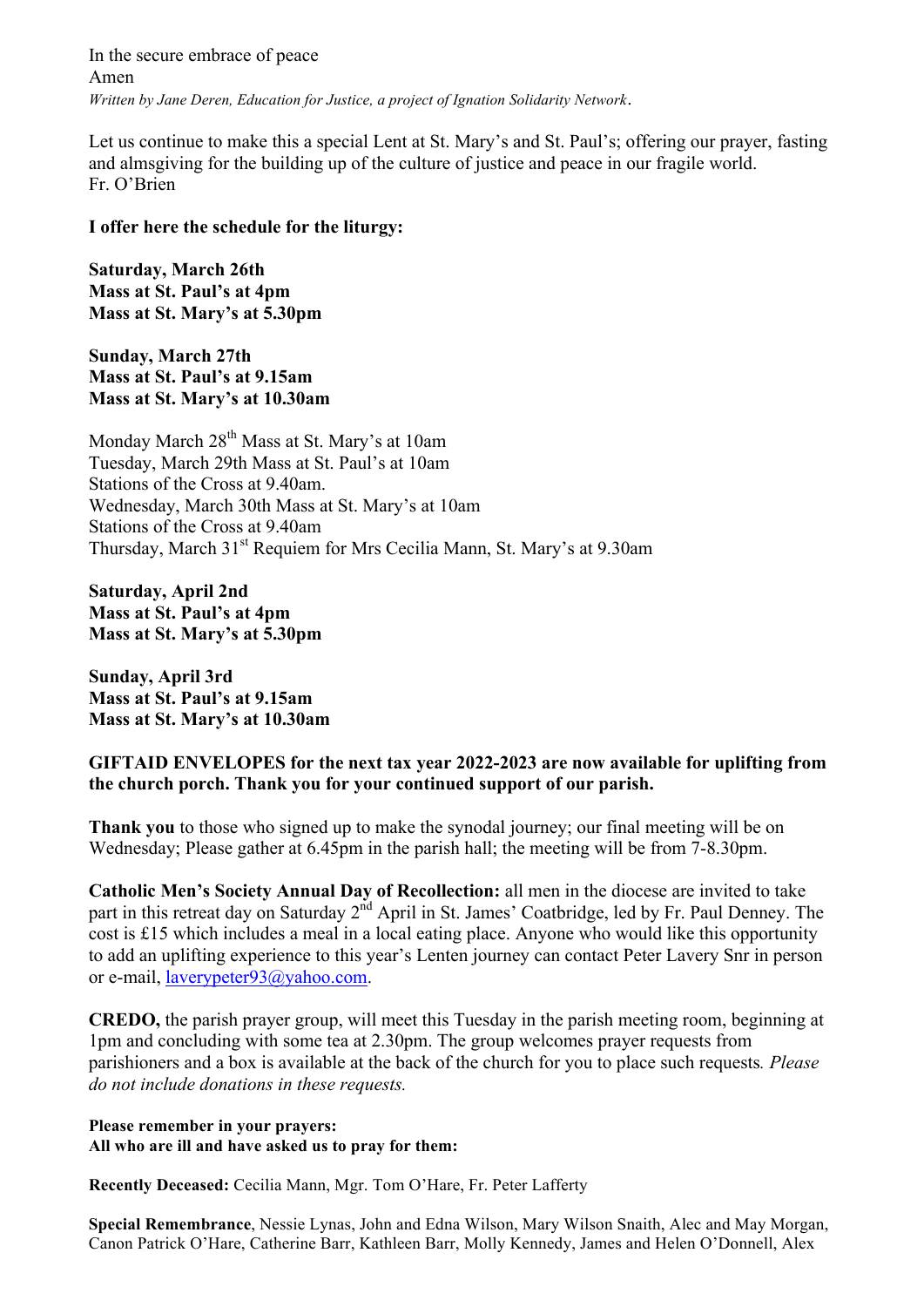In the secure embrace of peace
Amen
*Written by Jane Deren, Education for Justice, a project of Ignation Solidarity Network*.

Let us continue to make this a special Lent at St. Mary's and St. Paul's; offering our prayer, fasting and almsgiving for the building up of the culture of justice and peace in our fragile world.
Fr. O'Brien

**I offer here the schedule for the liturgy:**

**Saturday, March 26th**
**Mass at St. Paul's at 4pm**
**Mass at St. Mary's at 5.30pm**

**Sunday, March 27th**
**Mass at St. Paul's at 9.15am**
**Mass at St. Mary's at 10.30am**

Monday March 28th Mass at St. Mary's at 10am
Tuesday, March 29th Mass at St. Paul's at 10am
Stations of the Cross at 9.40am.
Wednesday, March 30th Mass at St. Mary's at 10am
Stations of the Cross at 9.40am
Thursday, March 31st Requiem for Mrs Cecilia Mann, St. Mary's at 9.30am

**Saturday, April 2nd**
**Mass at St. Paul's at 4pm**
**Mass at St. Mary's at 5.30pm**

**Sunday, April 3rd**
**Mass at St. Paul's at 9.15am**
**Mass at St. Mary's at 10.30am**

**GIFTAID ENVELOPES for the next tax year 2022-2023 are now available for uplifting from the church porch. Thank you for your continued support of our parish.**

**Thank you** to those who signed up to make the synodal journey; our final meeting will be on Wednesday; Please gather at 6.45pm in the parish hall; the meeting will be from 7-8.30pm.

**Catholic Men's Society Annual Day of Recollection:** all men in the diocese are invited to take part in this retreat day on Saturday 2nd April in St. James' Coatbridge, led by Fr. Paul Denney. The cost is £15 which includes a meal in a local eating place. Anyone who would like this opportunity to add an uplifting experience to this year's Lenten journey can contact Peter Lavery Snr in person or e-mail, laverypeter93@yahoo.com.

**CREDO,** the parish prayer group, will meet this Tuesday in the parish meeting room, beginning at 1pm and concluding with some tea at 2.30pm. The group welcomes prayer requests from parishioners and a box is available at the back of the church for you to place such requests*. Please do not include donations in these requests.*

**Please remember in your prayers:**
**All who are ill and have asked us to pray for them:**

**Recently Deceased:** Cecilia Mann, Mgr. Tom O'Hare, Fr. Peter Lafferty

**Special Remembrance**, Nessie Lynas, John and Edna Wilson, Mary Wilson Snaith, Alec and May Morgan, Canon Patrick O'Hare, Catherine Barr, Kathleen Barr, Molly Kennedy, James and Helen O'Donnell, Alex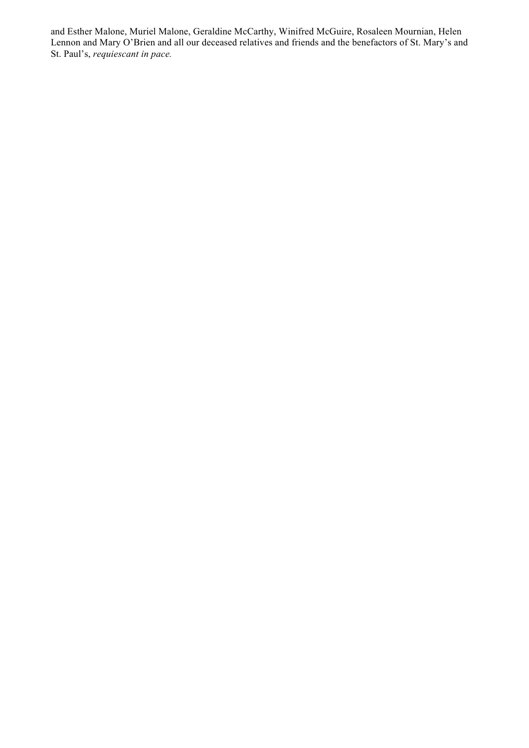and Esther Malone, Muriel Malone, Geraldine McCarthy, Winifred McGuire, Rosaleen Mournian, Helen Lennon and Mary O'Brien and all our deceased relatives and friends and the benefactors of St. Mary's and St. Paul's, *requiescant in pace.*